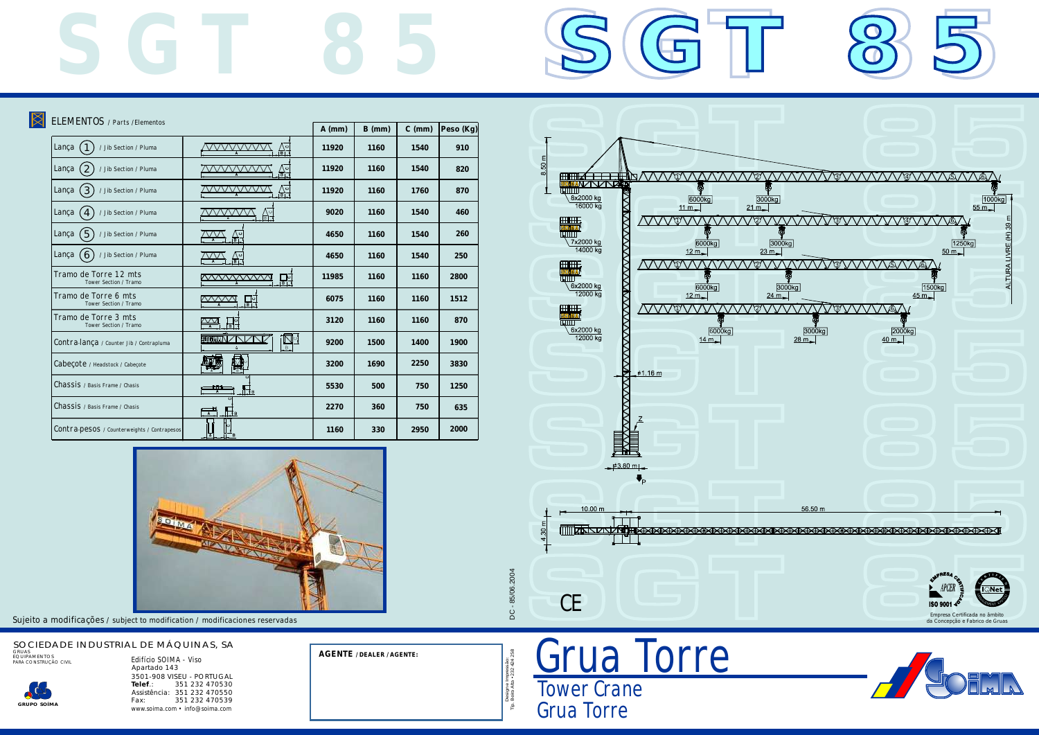# SGT 85

## ELEMENTOS / Parts / Elementos

| | A (mm) | B (mm) | C (mm) | Peso (Kg) |
|---|---|---|---|---|
| Lança (1) / Jib Section / Pluma | 11920 | 1160 | 1540 | 910 |
| Lança (2) / Jib Section / Pluma | 11920 | 1160 | 1540 | 820 |
| Lança (3) / Jib Section / Pluma | 11920 | 1160 | 1760 | 870 |
| Lança (4) / Jib Section / Pluma | 9020 | 1160 | 1540 | 460 |
| Lança (5) / Jib Section / Pluma | 4650 | 1160 | 1540 | 260 |
| Lança (6) / Jib Section / Pluma | 4650 | 1160 | 1540 | 250 |
| Tramo de Torre 12 mts / Tower Section / Tramo | 11985 | 1160 | 1160 | 2800 |
| Tramo de Torre 6 mts / Tower Section / Tramo | 6075 | 1160 | 1160 | 1512 |
| Tramo de Torre 3 mts / Tower Section / Tramo | 3120 | 1160 | 1160 | 870 |
| Contra-lança / Counter Jib / Contrapluma | 9200 | 1500 | 1400 | 1900 |
| Cabeçote / Headstock / Cabeçote | 3200 | 1690 | 2250 | 3830 |
| Chassis / Basis Frame / Chasis | 5530 | 500 | 750 | 1250 |
| Chassis / Basis Frame / Chasis | 2270 | 360 | 750 | 635 |
| Contra-pesos / Counterweights / Contrapesos | 1160 | 330 | 2950 | 2000 |

8.50 m

8x2000 kg 16000 kg — 6000kg 11 m — 3000kg 21 m — 1000kg 55 m

7x2000 kg 14000 kg — 6000kg 12 m — 3000kg 23 m — 1250kg 50 m

6x2000 kg 12000 kg — 6000kg 12 m — 3000kg 24 m — 1500kg 45 m

6x2000 kg 12000 kg — 6000kg 14 m — 3000kg 28 m — 2000kg 40 m

ALTURA LIVRE (H) 39 m

1.16 m

3.80 m

10.00 m — 56.50 m — 4.30 m

CE

DC - 85/06.2004

Sujeito a modificações / subject to modification / modificaciones reservadas

Empresa Certificada no âmbito da Concepção e Fabrico de Gruas

ISO 9001

SOCIEDADE INDUSTRIAL DE MÁQUINAS, SA
GRUAS
EQUIPAMENTOS PARA CONSTRUÇÃO CIVIL

GRUPO SOIMA

Edifício SOIMA - Viso
Apartado 143
3501-908 VISEU - PORTUGAL
**Telef.**: 351 232 470530
Assistência: 351 232 470550
Fax: 351 232 470539
www.soima.com • info@soima.com

**AGENTE / DEALER / AGENTE:**

# Grua Torre
Tower Crane
Grua Torre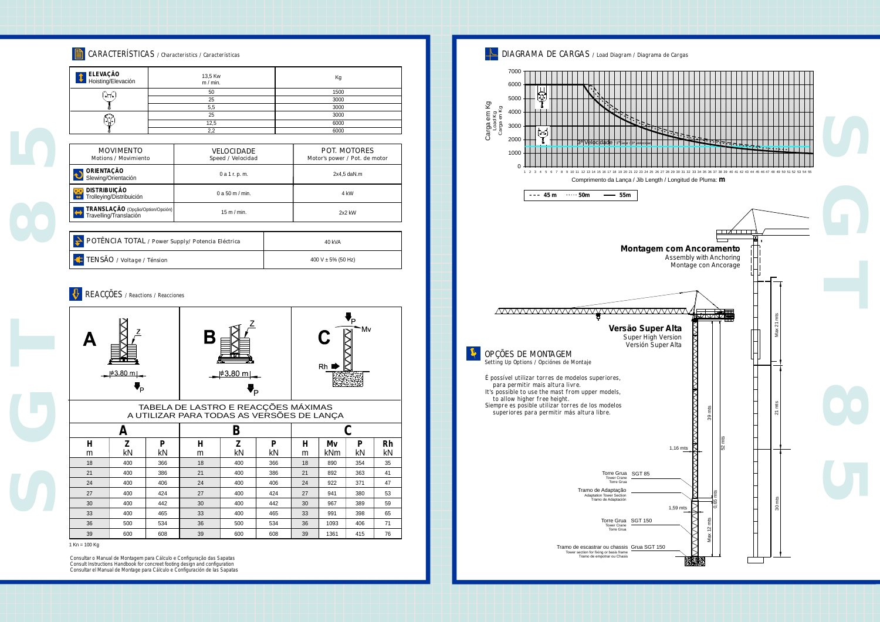## CARACTERÍSTICAS / Characteristics / Características

| | | |
|---|---|---|
| **ELEVAÇÃO** Hoisting/Elevación | 13,5 Kw m / min. | Kg |
| | 50 | 1500 |
| | 25 | 3000 |
| | 5,5 | 3000 |
| | 25 | 3000 |
| | 12,5 | 6000 |
| | 2,2 | 6000 |

| MOVIMENTO Motions / Movimiento | VELOCIDADE Speed / Velocidad | POT. MOTORES Motor's power / Pot. de motor |
|---|---|---|
| **ORIENTAÇÃO** Slewing/Orientación | 0 a 1 r. p. m. | 2x4,5 daN.m |
| **DISTRIBUIÇÃO** Trolleying/Distribuición | 0 a 50 m / min. | 4 kW |
| **TRANSLAÇÃO** (Opção/Option/Opción) Travelling/Translación | 15 m / min. | 2x2 kW |

| | |
|---|---|
| POTÊNCIA TOTAL / Power Supply/ Potencia Eléctrica | 40 kVA |
| TENSÃO / Voltage / Tênsion | 400 V ± 5% (50 Hz) |

## REACÇÕES / Reactions / Reacciones

A — Z — ⊭3.80 m — P

B — Z — ⊭3.80 m — P

C — P — Mv — Rh

### TABELA DE LASTRO E REACÇÕES MÁXIMAS A UTILIZAR PARA TODAS AS VERSÕES DE LANÇA

| A | | | B | | | C | | | |
|---|---|---|---|---|---|---|---|---|---|
| H m | Z kN | P kN | H m | Z kN | P kN | H m | Mv kNm | P kN | Rh kN |
| 18 | 400 | 366 | 18 | 400 | 366 | 18 | 890 | 354 | 35 |
| 21 | 400 | 386 | 21 | 400 | 386 | 21 | 892 | 363 | 41 |
| 24 | 400 | 406 | 24 | 400 | 406 | 24 | 922 | 371 | 47 |
| 27 | 400 | 424 | 27 | 400 | 424 | 27 | 941 | 380 | 53 |
| 30 | 400 | 442 | 30 | 400 | 442 | 30 | 967 | 389 | 59 |
| 33 | 400 | 465 | 33 | 400 | 465 | 33 | 991 | 398 | 65 |
| 36 | 500 | 534 | 36 | 500 | 534 | 36 | 1093 | 406 | 71 |
| 39 | 600 | 608 | 39 | 600 | 608 | 39 | 1361 | 415 | 76 |

1 Kn = 100 Kg

Consultar o Manual de Montagem para Cálculo e Configuração das Sapatas
Consult Instructions Handbook for concreet footing design and configuration
Consultar el Manual de Montage para Cálculo e Configuración de las Sapatas

## DIAGRAMA DE CARGAS / Load Diagram / Diagrama de Cargas

Carga em Kg / Load Kg / Carga en Kg

7000
6000
5000
4000
3000
2000
1000
0

3ª Velocidade / 3rd Speed / 3ª Velocidad

1 2 3 4 5 6 7 8 9 10 11 12 13 14 15 16 17 18 19 20 21 22 23 24 25 26 27 28 29 30 31 32 33 34 35 36 37 38 39 40 41 42 43 44 45 46 47 48 49 50 51 52 53 54 55

Comprimento da Lança / Jib Length / Longitud de Pluma: **m**

- - - 45 m ····· 50m —— 55m

**Montagem com Ancoramento**
Assembly with Anchoring
Montage con Ancorage

**Versão Super Alta**
Super High Version
Versión Super Alta

Max 21 mts
21 mts
30 mts
39 mts
52 mts
1,16 mts
0,65 mts
1,59 mts
Max 12 mts

Torre Grua SGT 85 — Tower Crane / Torre Grua
Tramo de Adaptação — Adaptation Tower Section / Tramo de Adaptación
Torre Grua SGT 150 — Tower Crane / Torre Grua
Tramo de escastrar ou chassis Grua SGT 150 — Tower section for fixing or basis frame / Tramo de empotrar ou Chasis

## OPÇÕES DE MONTAGEM
Setting Up Options / Opciónes de Montaje

É possível utilizar torres de modelos superiores, para permitir mais altura livre.
It's possible to use the mast from upper models, to allow higher free height.
Siempre es posible utilizar torres de los modelos superiores para permitir más altura libre.